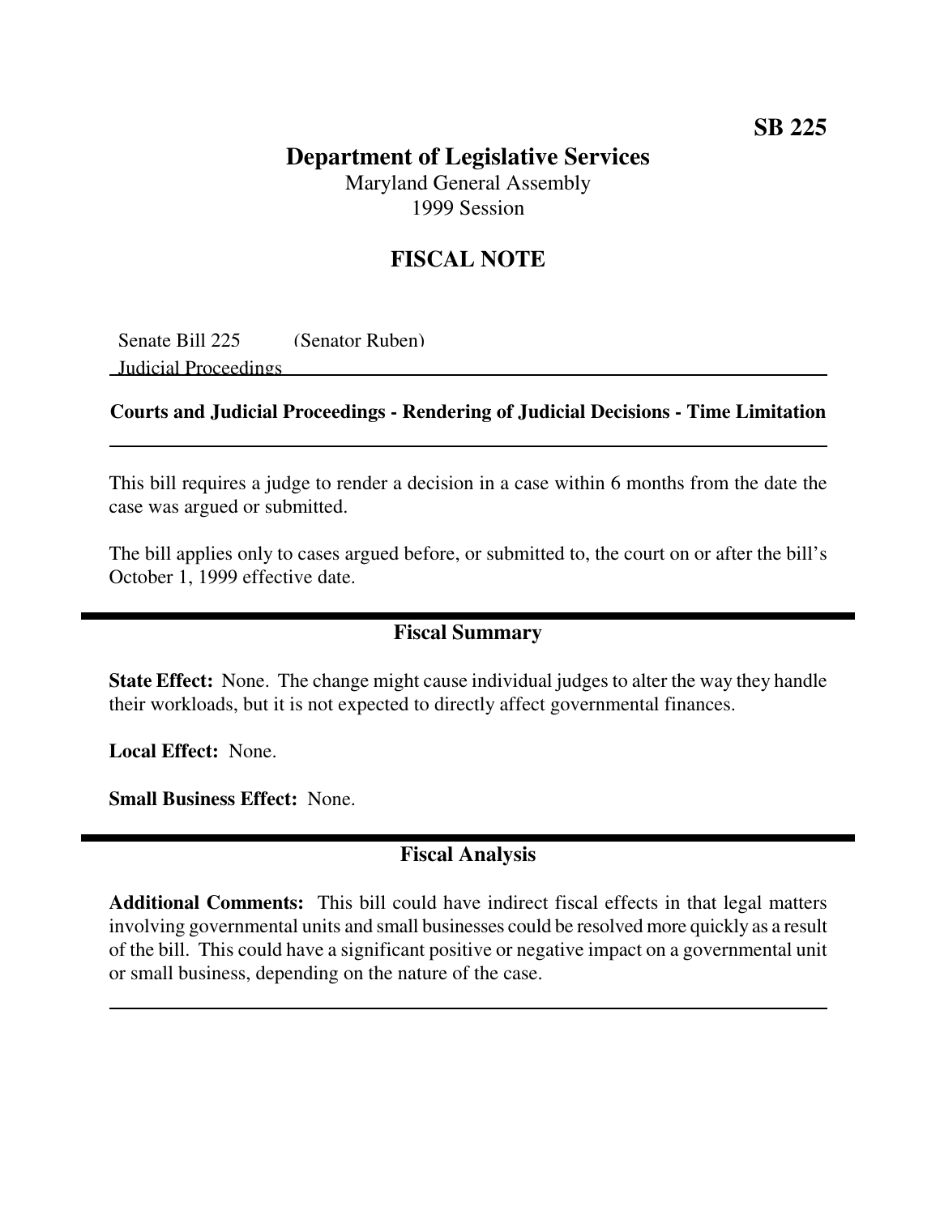**SB 225**

# Department of Legislative Services

Maryland General Assembly
1999 Session

## FISCAL NOTE

Senate Bill 225 (Senator Ruben)
Judicial Proceedings

### Courts and Judicial Proceedings - Rendering of Judicial Decisions - Time Limitation

This bill requires a judge to render a decision in a case within 6 months from the date the case was argued or submitted.

The bill applies only to cases argued before, or submitted to, the court on or after the bill's October 1, 1999 effective date.

## Fiscal Summary

**State Effect:** None. The change might cause individual judges to alter the way they handle their workloads, but it is not expected to directly affect governmental finances.

**Local Effect:** None.

**Small Business Effect:** None.

## Fiscal Analysis

**Additional Comments:** This bill could have indirect fiscal effects in that legal matters involving governmental units and small businesses could be resolved more quickly as a result of the bill. This could have a significant positive or negative impact on a governmental unit or small business, depending on the nature of the case.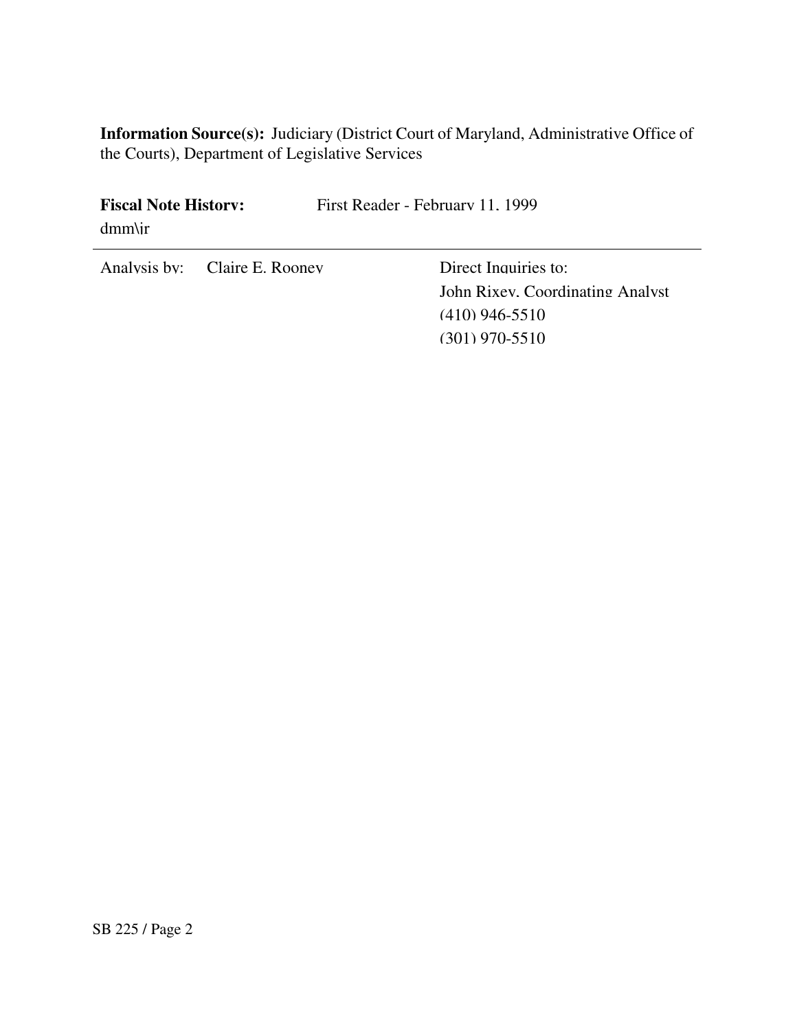**Information Source(s):** Judiciary (District Court of Maryland, Administrative Office of the Courts), Department of Legislative Services

**Fiscal Note History:** First Reader - February 11, 1999
dmm\ir

---

Analysis by: Claire E. Rooney

Direct Inquiries to:
John Rixey, Coordinating Analyst
(410) 946-5510
(301) 970-5510